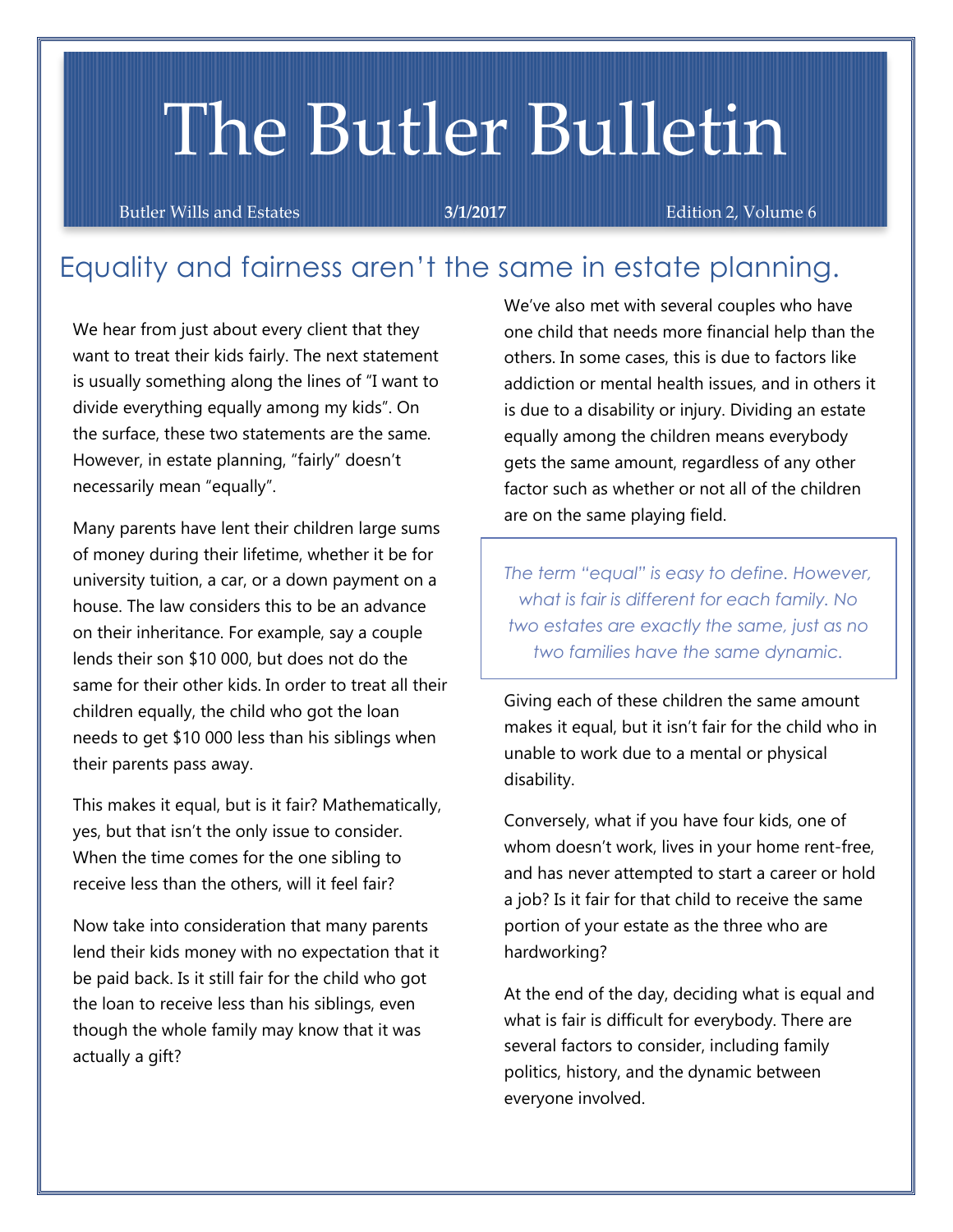# The Butler Bulletin

Butler Wills and Estates | **3/1/2017** | Edition 2, Volume 6

## Equality and fairness aren't the same in estate planning.

We hear from just about every client that they want to treat their kids fairly. The next statement is usually something along the lines of "I want to divide everything equally among my kids". On the surface, these two statements are the same. However, in estate planning, "fairly" doesn't necessarily mean "equally".

Many parents have lent their children large sums of money during their lifetime, whether it be for university tuition, a car, or a down payment on a house. The law considers this to be an advance on their inheritance. For example, say a couple lends their son $10 000, but does not do the same for their other kids. In order to treat all their children equally, the child who got the loan needs to get $10 000 less than his siblings when their parents pass away.

This makes it equal, but is it fair? Mathematically, yes, but that isn't the only issue to consider. When the time comes for the one sibling to receive less than the others, will it feel fair?

Now take into consideration that many parents lend their kids money with no expectation that it be paid back. Is it still fair for the child who got the loan to receive less than his siblings, even though the whole family may know that it was actually a gift?

We've also met with several couples who have one child that needs more financial help than the others. In some cases, this is due to factors like addiction or mental health issues, and in others it is due to a disability or injury. Dividing an estate equally among the children means everybody gets the same amount, regardless of any other factor such as whether or not all of the children are on the same playing field.

> *The term "equal" is easy to define. However, what is fair is different for each family. No two estates are exactly the same, just as no two families have the same dynamic.*

Giving each of these children the same amount makes it equal, but it isn't fair for the child who in unable to work due to a mental or physical disability.

Conversely, what if you have four kids, one of whom doesn't work, lives in your home rent-free, and has never attempted to start a career or hold a job? Is it fair for that child to receive the same portion of your estate as the three who are hardworking?

At the end of the day, deciding what is equal and what is fair is difficult for everybody. There are several factors to consider, including family politics, history, and the dynamic between everyone involved.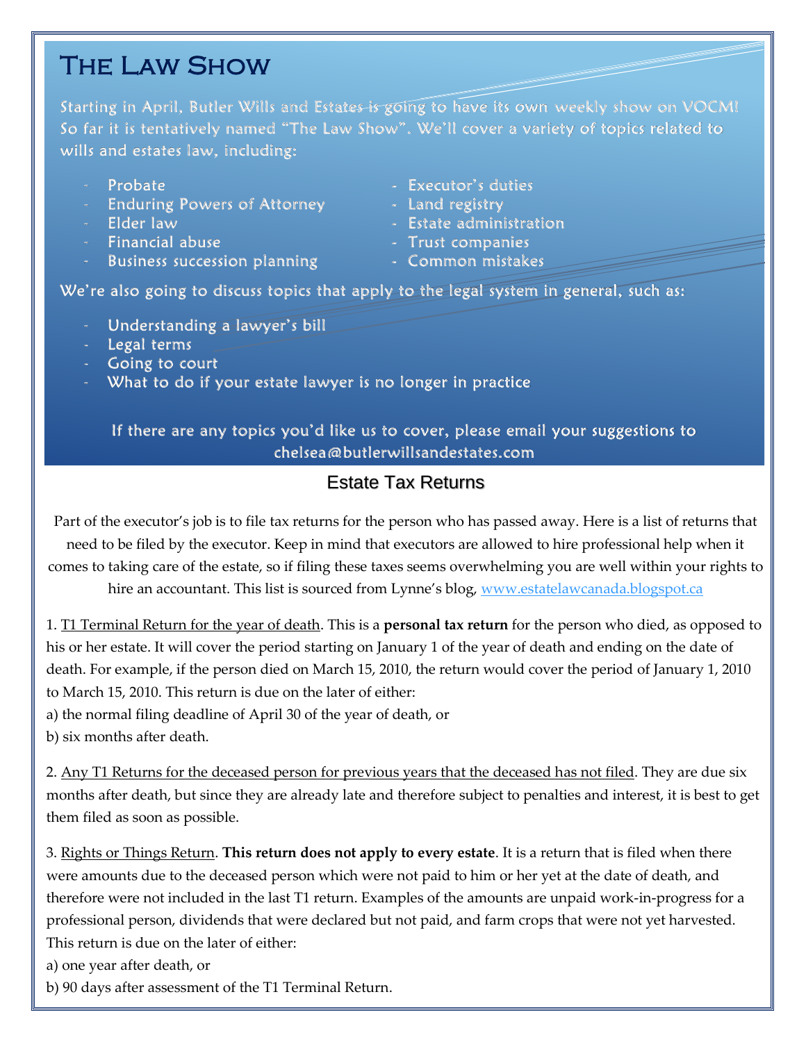# The Law Show

Starting in April, Butler Wills and Estates is going to have its own weekly show on VOCM! So far it is tentatively named "The Law Show". We'll cover a variety of topics related to wills and estates law, including:

- Probate
- Enduring Powers of Attorney
- Elder law
- Financial abuse
- Business succession planning
- Executor's duties
- Land registry
- Estate administration
- Trust companies
- Common mistakes

We're also going to discuss topics that apply to the legal system in general, such as:

- Understanding a lawyer's bill
- Legal terms
- Going to court
- What to do if your estate lawyer is no longer in practice

If there are any topics you'd like us to cover, please email your suggestions to chelsea@butlerwillsandestates.com

## Estate Tax Returns

Part of the executor's job is to file tax returns for the person who has passed away. Here is a list of returns that need to be filed by the executor. Keep in mind that executors are allowed to hire professional help when it comes to taking care of the estate, so if filing these taxes seems overwhelming you are well within your rights to hire an accountant. This list is sourced from Lynne's blog, www.estatelawcanada.blogspot.ca

1. T1 Terminal Return for the year of death. This is a **personal tax return** for the person who died, as opposed to his or her estate. It will cover the period starting on January 1 of the year of death and ending on the date of death. For example, if the person died on March 15, 2010, the return would cover the period of January 1, 2010 to March 15, 2010. This return is due on the later of either:
a) the normal filing deadline of April 30 of the year of death, or
b) six months after death.

2. Any T1 Returns for the deceased person for previous years that the deceased has not filed. They are due six months after death, but since they are already late and therefore subject to penalties and interest, it is best to get them filed as soon as possible.

3. Rights or Things Return. **This return does not apply to every estate**. It is a return that is filed when there were amounts due to the deceased person which were not paid to him or her yet at the date of death, and therefore were not included in the last T1 return. Examples of the amounts are unpaid work-in-progress for a professional person, dividends that were declared but not paid, and farm crops that were not yet harvested. This return is due on the later of either:
a) one year after death, or
b) 90 days after assessment of the T1 Terminal Return.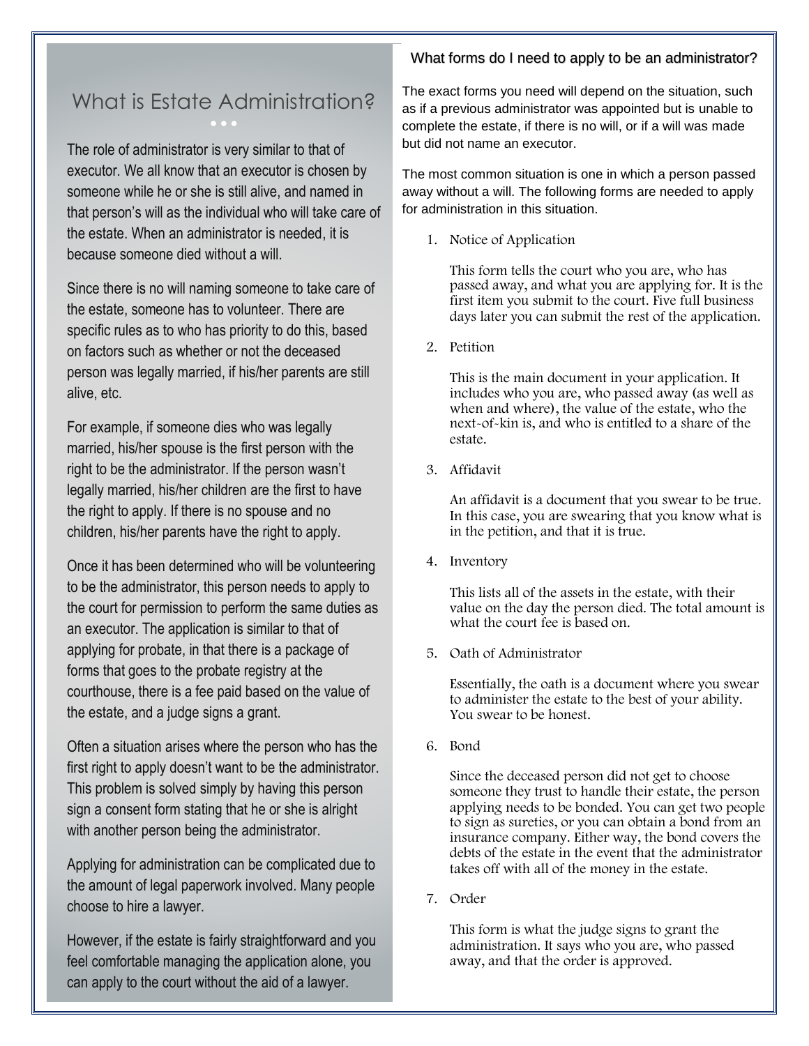## What is Estate Administration?

The role of administrator is very similar to that of executor. We all know that an executor is chosen by someone while he or she is still alive, and named in that person's will as the individual who will take care of the estate. When an administrator is needed, it is because someone died without a will.

Since there is no will naming someone to take care of the estate, someone has to volunteer. There are specific rules as to who has priority to do this, based on factors such as whether or not the deceased person was legally married, if his/her parents are still alive, etc.

For example, if someone dies who was legally married, his/her spouse is the first person with the right to be the administrator. If the person wasn't legally married, his/her children are the first to have the right to apply. If there is no spouse and no children, his/her parents have the right to apply.

Once it has been determined who will be volunteering to be the administrator, this person needs to apply to the court for permission to perform the same duties as an executor. The application is similar to that of applying for probate, in that there is a package of forms that goes to the probate registry at the courthouse, there is a fee paid based on the value of the estate, and a judge signs a grant.

Often a situation arises where the person who has the first right to apply doesn't want to be the administrator. This problem is solved simply by having this person sign a consent form stating that he or she is alright with another person being the administrator.

Applying for administration can be complicated due to the amount of legal paperwork involved. Many people choose to hire a lawyer.

However, if the estate is fairly straightforward and you feel comfortable managing the application alone, you can apply to the court without the aid of a lawyer.

### What forms do I need to apply to be an administrator?

The exact forms you need will depend on the situation, such as if a previous administrator was appointed but is unable to complete the estate, if there is no will, or if a will was made but did not name an executor.

The most common situation is one in which a person passed away without a will. The following forms are needed to apply for administration in this situation.

1. Notice of Application

   This form tells the court who you are, who has passed away, and what you are applying for. It is the first item you submit to the court. Five full business days later you can submit the rest of the application.

2. Petition

   This is the main document in your application. It includes who you are, who passed away (as well as when and where), the value of the estate, who the next-of-kin is, and who is entitled to a share of the estate.

3. Affidavit

   An affidavit is a document that you swear to be true. In this case, you are swearing that you know what is in the petition, and that it is true.

4. Inventory

   This lists all of the assets in the estate, with their value on the day the person died. The total amount is what the court fee is based on.

5. Oath of Administrator

   Essentially, the oath is a document where you swear to administer the estate to the best of your ability. You swear to be honest.

6. Bond

   Since the deceased person did not get to choose someone they trust to handle their estate, the person applying needs to be bonded. You can get two people to sign as sureties, or you can obtain a bond from an insurance company. Either way, the bond covers the debts of the estate in the event that the administrator takes off with all of the money in the estate.

7. Order

   This form is what the judge signs to grant the administration. It says who you are, who passed away, and that the order is approved.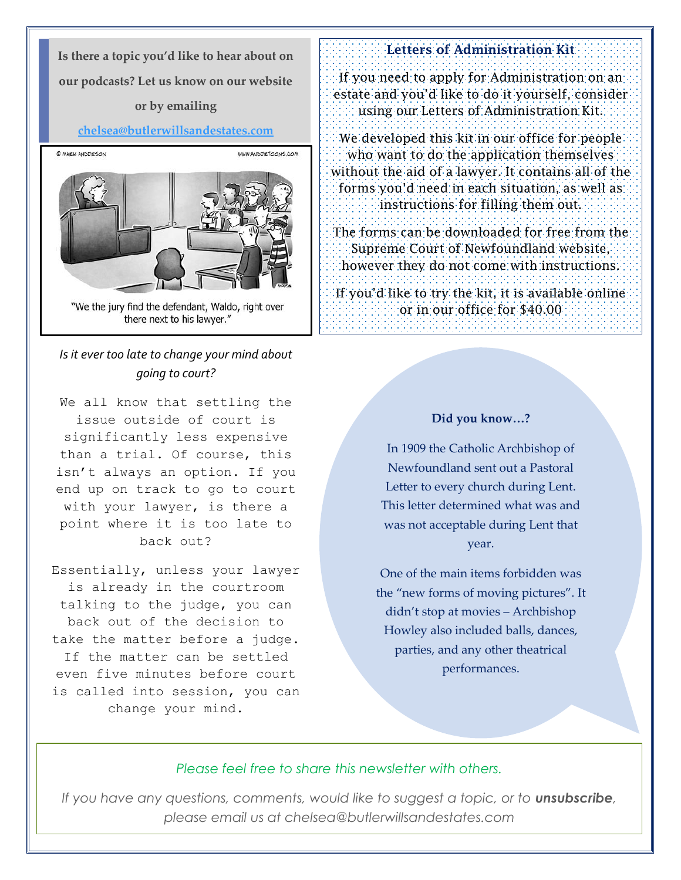**Is there a topic you'd like to hear about on our podcasts? Let us know on our website or by emailing**

**chelsea@butlerwillsandestates.com**

"We the jury find the defendant, Waldo, right over there next to his lawyer."

*Is it ever too late to change your mind about going to court?*

We all know that settling the issue outside of court is significantly less expensive than a trial. Of course, this isn't always an option. If you end up on track to go to court with your lawyer, is there a point where it is too late to back out?

Essentially, unless your lawyer is already in the courtroom talking to the judge, you can back out of the decision to take the matter before a judge. If the matter can be settled even five minutes before court is called into session, you can change your mind.

## Letters of Administration Kit

If you need to apply for Administration on an estate and you'd like to do it yourself, consider using our Letters of Administration Kit.

We developed this kit in our office for people who want to do the application themselves without the aid of a lawyer. It contains all of the forms you'd need in each situation, as well as instructions for filling them out.

The forms can be downloaded for free from the Supreme Court of Newfoundland website, however they do not come with instructions.

If you'd like to try the kit, it is available online or in our office for $40.00

**Did you know…?**

In 1909 the Catholic Archbishop of Newfoundland sent out a Pastoral Letter to every church during Lent. This letter determined what was and was not acceptable during Lent that year.

One of the main items forbidden was the "new forms of moving pictures". It didn't stop at movies – Archbishop Howley also included balls, dances, parties, and any other theatrical performances.

*Please feel free to share this newsletter with others.*

*If you have any questions, comments, would like to suggest a topic, or to **unsubscribe**, please email us at chelsea@butlerwillsandestates.com*